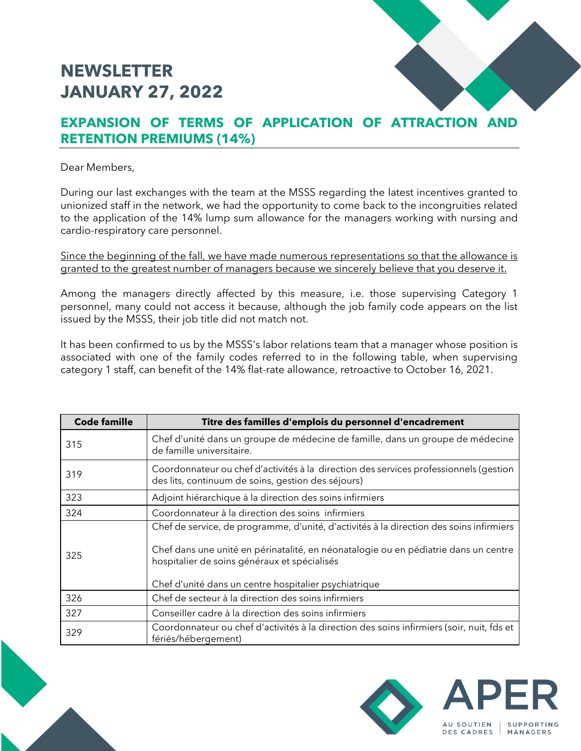# NEWSLETTER
# JANUARY 27, 2022

## EXPANSION OF TERMS OF APPLICATION OF ATTRACTION AND RETENTION PREMIUMS (14%)

Dear Members,

During our last exchanges with the team at the MSSS regarding the latest incentives granted to unionized staff in the network, we had the opportunity to come back to the incongruities related to the application of the 14% lump sum allowance for the managers working with nursing and cardio-respiratory care personnel.

Since the beginning of the fall, we have made numerous representations so that the allowance is granted to the greatest number of managers because we sincerely believe that you deserve it.

Among the managers directly affected by this measure, i.e. those supervising Category 1 personnel, many could not access it because, although the job family code appears on the list issued by the MSSS, their job title did not match not.

It has been confirmed to us by the MSSS's labor relations team that a manager whose position is associated with one of the family codes referred to in the following table, when supervising category 1 staff, can benefit of the 14% flat-rate allowance, retroactive to October 16, 2021.

| Code famille | Titre des familles d'emplois du personnel d'encadrement |
|---|---|
| 315 | Chef d'unité dans un groupe de médecine de famille, dans un groupe de médecine de famille universitaire. |
| 319 | Coordonnateur ou chef d'activités à la direction des services professionnels (gestion des lits, continuum de soins, gestion des séjours) |
| 323 | Adjoint hiérarchique à la direction des soins infirmiers |
| 324 | Coordonnateur à la direction des soins infirmiers |
| 325 | Chef de service, de programme, d'unité, d'activités à la direction des soins infirmiers<br><br>Chef dans une unité en périnatalité, en néonatalogie ou en pédiatrie dans un centre hospitalier de soins généraux et spécialisés<br><br>Chef d'unité dans un centre hospitalier psychiatrique |
| 326 | Chef de secteur à la direction des soins infirmiers |
| 327 | Conseiller cadre à la direction des soins infirmiers |
| 329 | Coordonnateur ou chef d'activités à la direction des soins infirmiers (soir, nuit, fds et fériés/hébergement) |

APER
AU SOUTIEN DES CADRES | SUPPORTING MANAGERS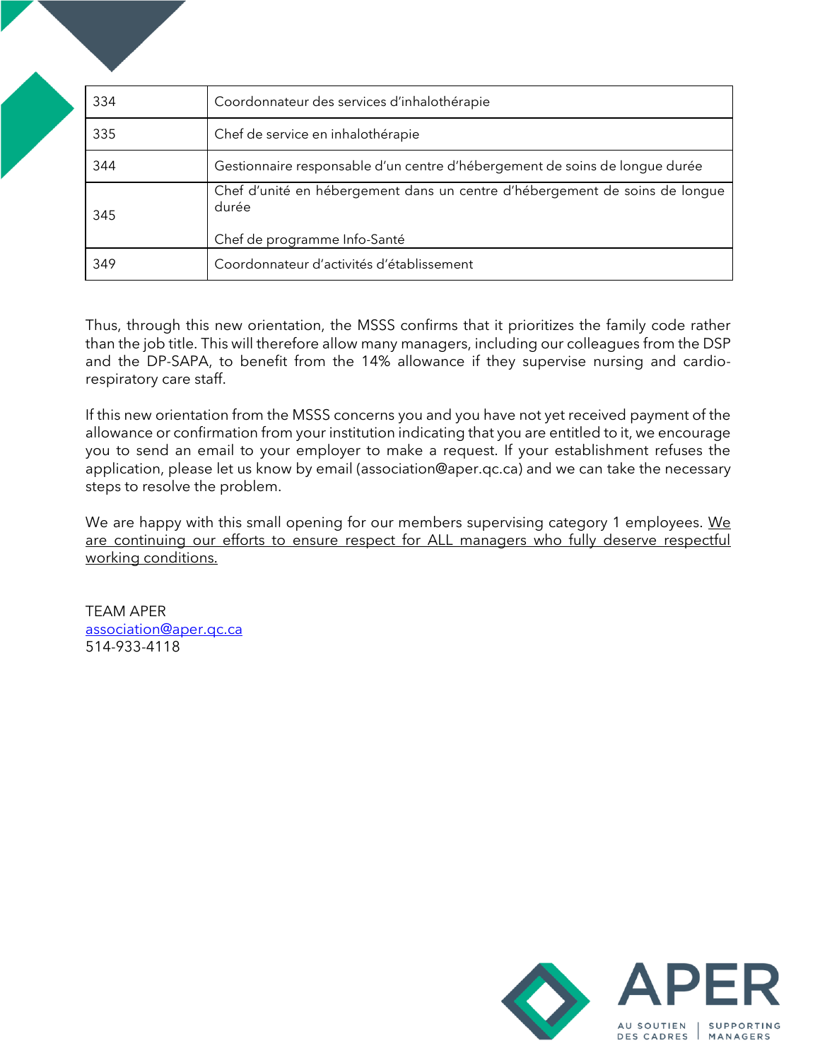| | |
|---|---|
| 334 | Coordonnateur des services d'inhalothérapie |
| 335 | Chef de service en inhalothérapie |
| 344 | Gestionnaire responsable d'un centre d'hébergement de soins de longue durée |
| 345 | Chef d'unité en hébergement dans un centre d'hébergement de soins de longue durée<br><br>Chef de programme Info-Santé |
| 349 | Coordonnateur d'activités d'établissement |

Thus, through this new orientation, the MSSS confirms that it prioritizes the family code rather than the job title. This will therefore allow many managers, including our colleagues from the DSP and the DP-SAPA, to benefit from the 14% allowance if they supervise nursing and cardio-respiratory care staff.

If this new orientation from the MSSS concerns you and you have not yet received payment of the allowance or confirmation from your institution indicating that you are entitled to it, we encourage you to send an email to your employer to make a request. If your establishment refuses the application, please let us know by email (association@aper.qc.ca) and we can take the necessary steps to resolve the problem.

We are happy with this small opening for our members supervising category 1 employees. <u>We are continuing our efforts to ensure respect for ALL managers who fully deserve respectful working conditions.</u>

TEAM APER
association@aper.qc.ca
514-933-4118

APER
AU SOUTIEN DES CADRES | SUPPORTING MANAGERS